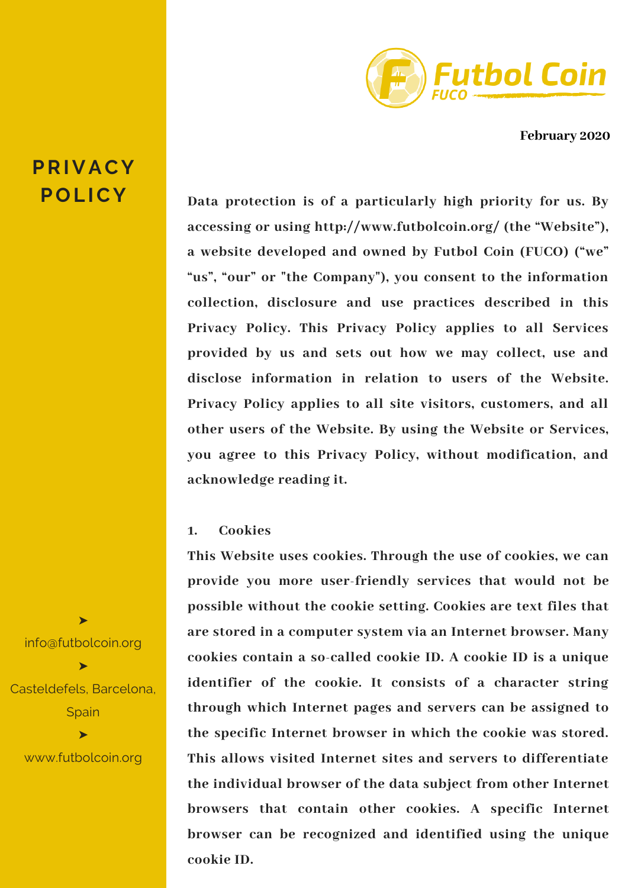# PRIVACY POLICY

Futbol Coin FUCO

**February 2020**

**Data protection is of a particularly high priority for us. By accessing or using http://www.futbolcoin.org/ (the "Website"), a website developed and owned by Futbol Coin (FUCO) ("we" "us", "our" or "the Company"), you consent to the information collection, disclosure and use practices described in this Privacy Policy. This Privacy Policy applies to all Services provided by us and sets out how we may collect, use and disclose information in relation to users of the Website. Privacy Policy applies to all site visitors, customers, and all other users of the Website. By using the Website or Services, you agree to this Privacy Policy, without modification, and acknowledge reading it.**

## 1. Cookies

**This Website uses cookies. Through the use of cookies, we can provide you more user-friendly services that would not be possible without the cookie setting. Cookies are text files that are stored in a computer system via an Internet browser. Many cookies contain a so-called cookie ID. A cookie ID is a unique identifier of the cookie. It consists of a character string through which Internet pages and servers can be assigned to the specific Internet browser in which the cookie was stored. This allows visited Internet sites and servers to differentiate the individual browser of the data subject from other Internet browsers that contain other cookies. A specific Internet browser can be recognized and identified using the unique cookie ID.**

➤ info@futbolcoin.org

➤ Casteldefels, Barcelona, Spain

➤ www.futbolcoin.org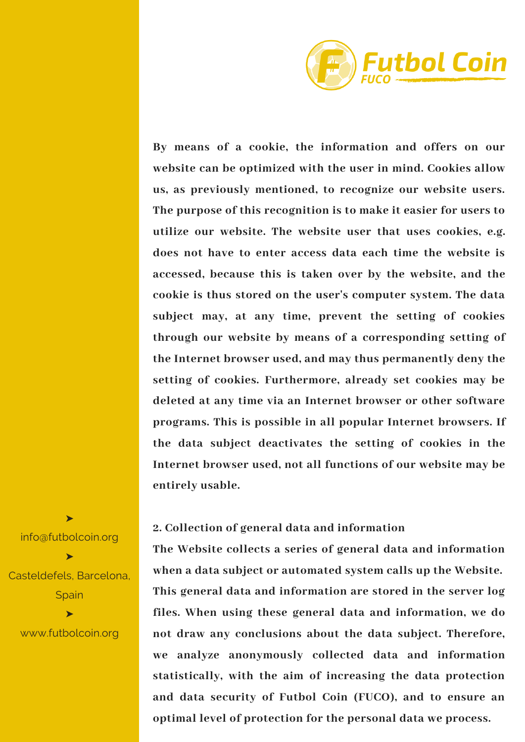By means of a cookie, the information and offers on our website can be optimized with the user in mind. Cookies allow us, as previously mentioned, to recognize our website users. The purpose of this recognition is to make it easier for users to utilize our website. The website user that uses cookies, e.g. does not have to enter access data each time the website is accessed, because this is taken over by the website, and the cookie is thus stored on the user's computer system. The data subject may, at any time, prevent the setting of cookies through our website by means of a corresponding setting of the Internet browser used, and may thus permanently deny the setting of cookies. Furthermore, already set cookies may be deleted at any time via an Internet browser or other software programs. This is possible in all popular Internet browsers. If the data subject deactivates the setting of cookies in the Internet browser used, not all functions of our website may be entirely usable.

## 2. Collection of general data and information

The Website collects a series of general data and information when a data subject or automated system calls up the Website. This general data and information are stored in the server log files. When using these general data and information, we do not draw any conclusions about the data subject. Therefore, we analyze anonymously collected data and information statistically, with the aim of increasing the data protection and data security of Futbol Coin (FUCO), and to ensure an optimal level of protection for the personal data we process.

➤ info@futbolcoin.org

➤ Casteldefels, Barcelona, Spain

➤ www.futbolcoin.org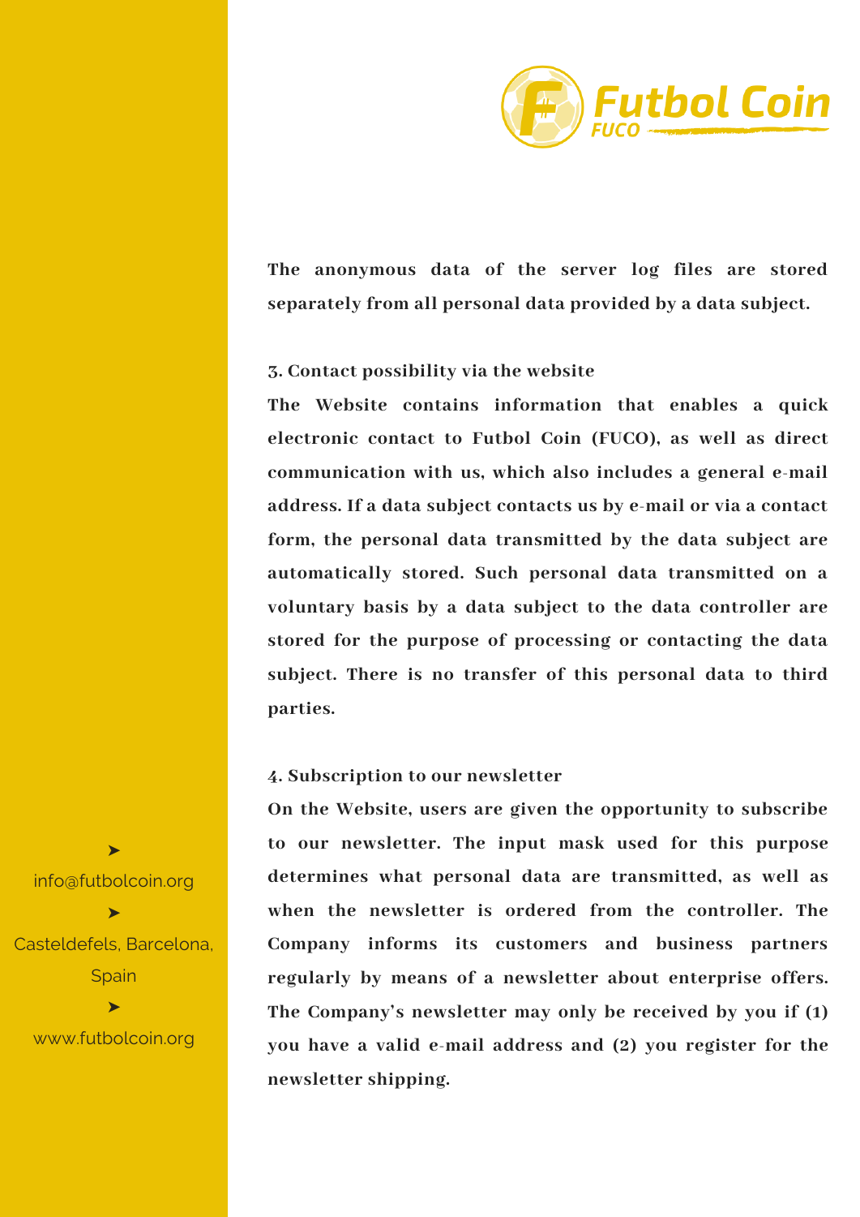The anonymous data of the server log files are stored separately from all personal data provided by a data subject.

**3. Contact possibility via the website**

The Website contains information that enables a quick electronic contact to Futbol Coin (FUCO), as well as direct communication with us, which also includes a general e-mail address. If a data subject contacts us by e-mail or via a contact form, the personal data transmitted by the data subject are automatically stored. Such personal data transmitted on a voluntary basis by a data subject to the data controller are stored for the purpose of processing or contacting the data subject. There is no transfer of this personal data to third parties.

**4. Subscription to our newsletter**

On the Website, users are given the opportunity to subscribe to our newsletter. The input mask used for this purpose determines what personal data are transmitted, as well as when the newsletter is ordered from the controller. The Company informs its customers and business partners regularly by means of a newsletter about enterprise offers. The Company's newsletter may only be received by you if (1) you have a valid e-mail address and (2) you register for the newsletter shipping.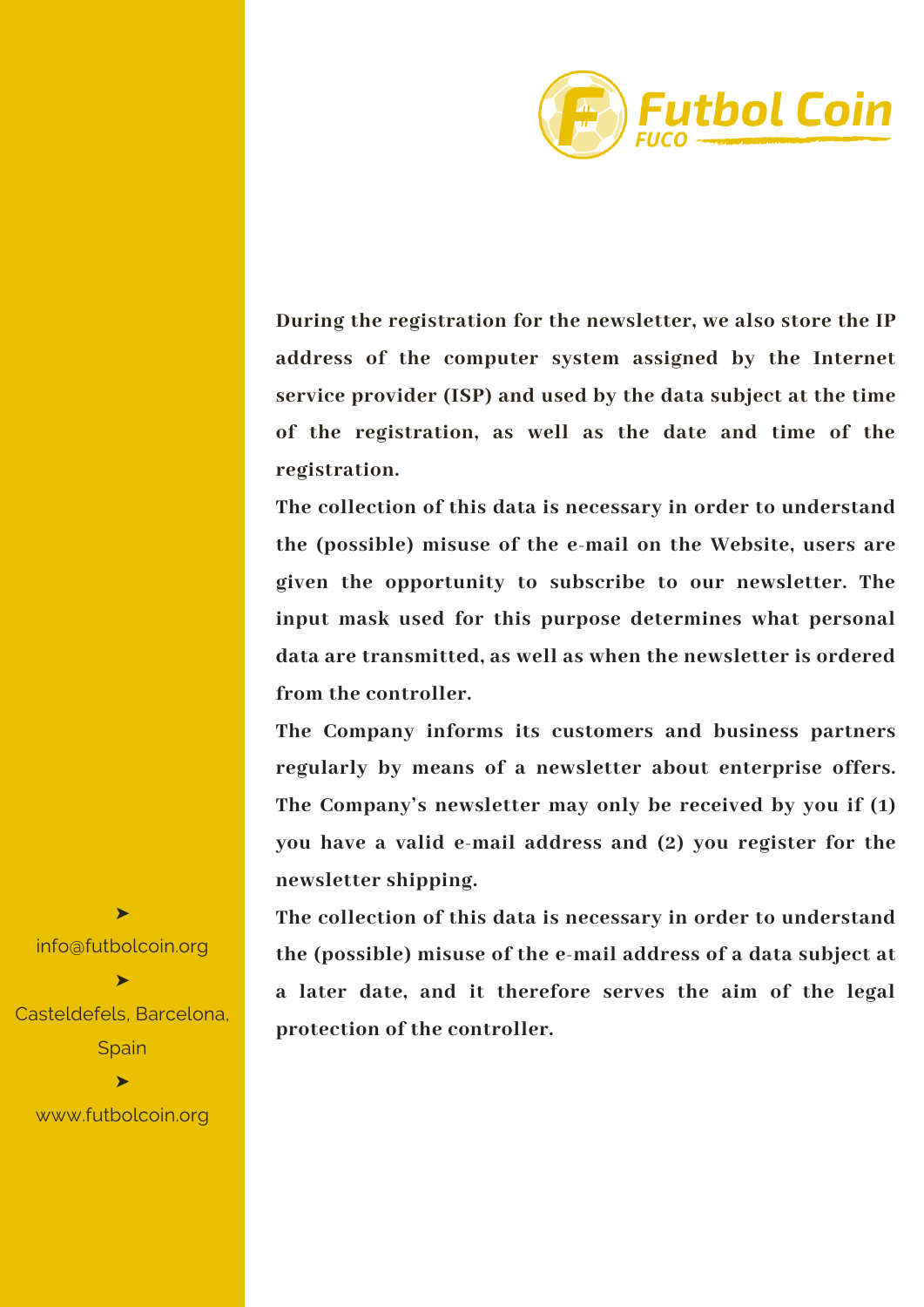During the registration for the newsletter, we also store the IP address of the computer system assigned by the Internet service provider (ISP) and used by the data subject at the time of the registration, as well as the date and time of the registration.

The collection of this data is necessary in order to understand the (possible) misuse of the e-mail on the Website, users are given the opportunity to subscribe to our newsletter. The input mask used for this purpose determines what personal data are transmitted, as well as when the newsletter is ordered from the controller.

The Company informs its customers and business partners regularly by means of a newsletter about enterprise offers. The Company's newsletter may only be received by you if (1) you have a valid e-mail address and (2) you register for the newsletter shipping.

The collection of this data is necessary in order to understand the (possible) misuse of the e-mail address of a data subject at a later date, and it therefore serves the aim of the legal protection of the controller.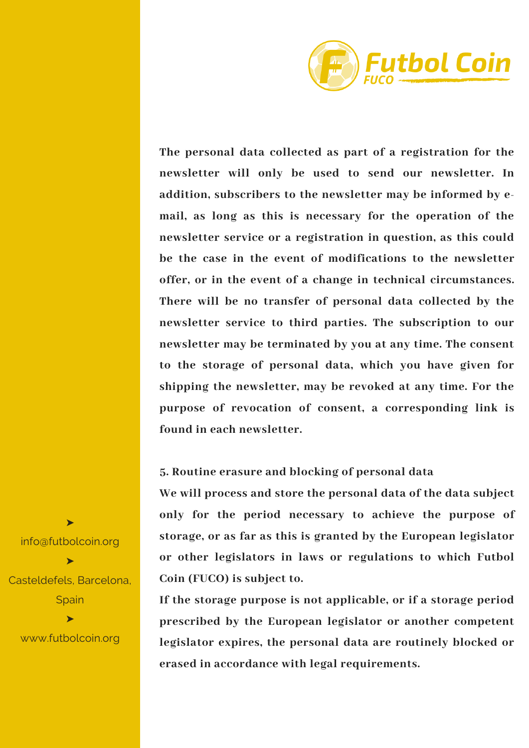The personal data collected as part of a registration for the newsletter will only be used to send our newsletter. In addition, subscribers to the newsletter may be informed by e-mail, as long as this is necessary for the operation of the newsletter service or a registration in question, as this could be the case in the event of modifications to the newsletter offer, or in the event of a change in technical circumstances. There will be no transfer of personal data collected by the newsletter service to third parties. The subscription to our newsletter may be terminated by you at any time. The consent to the storage of personal data, which you have given for shipping the newsletter, may be revoked at any time. For the purpose of revocation of consent, a corresponding link is found in each newsletter.

### 5. Routine erasure and blocking of personal data

We will process and store the personal data of the data subject only for the period necessary to achieve the purpose of storage, or as far as this is granted by the European legislator or other legislators in laws or regulations to which Futbol Coin (FUCO) is subject to.

If the storage purpose is not applicable, or if a storage period prescribed by the European legislator or another competent legislator expires, the personal data are routinely blocked or erased in accordance with legal requirements.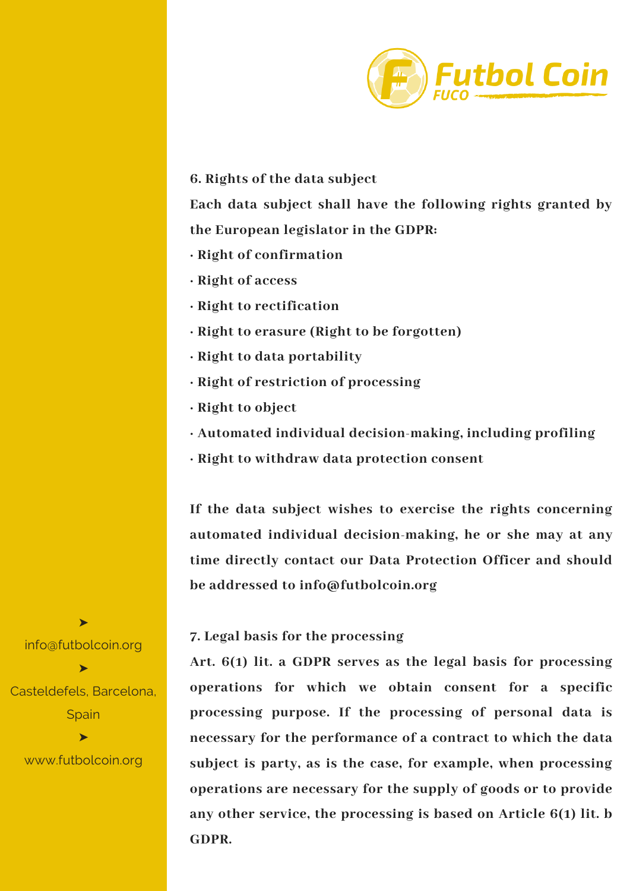### 6. Rights of the data subject

**Each data subject shall have the following rights granted by the European legislator in the GDPR:**

- **Right of confirmation**
- **Right of access**
- **Right to rectification**
- **Right to erasure (Right to be forgotten)**
- **Right to data portability**
- **Right of restriction of processing**
- **Right to object**
- **Automated individual decision-making, including profiling**
- **Right to withdraw data protection consent**

**If the data subject wishes to exercise the rights concerning automated individual decision-making, he or she may at any time directly contact our Data Protection Officer and should be addressed to info@futbolcoin.org**

### 7. Legal basis for the processing

**Art. 6(1) lit. a GDPR serves as the legal basis for processing operations for which we obtain consent for a specific processing purpose. If the processing of personal data is necessary for the performance of a contract to which the data subject is party, as is the case, for example, when processing operations are necessary for the supply of goods or to provide any other service, the processing is based on Article 6(1) lit. b GDPR.**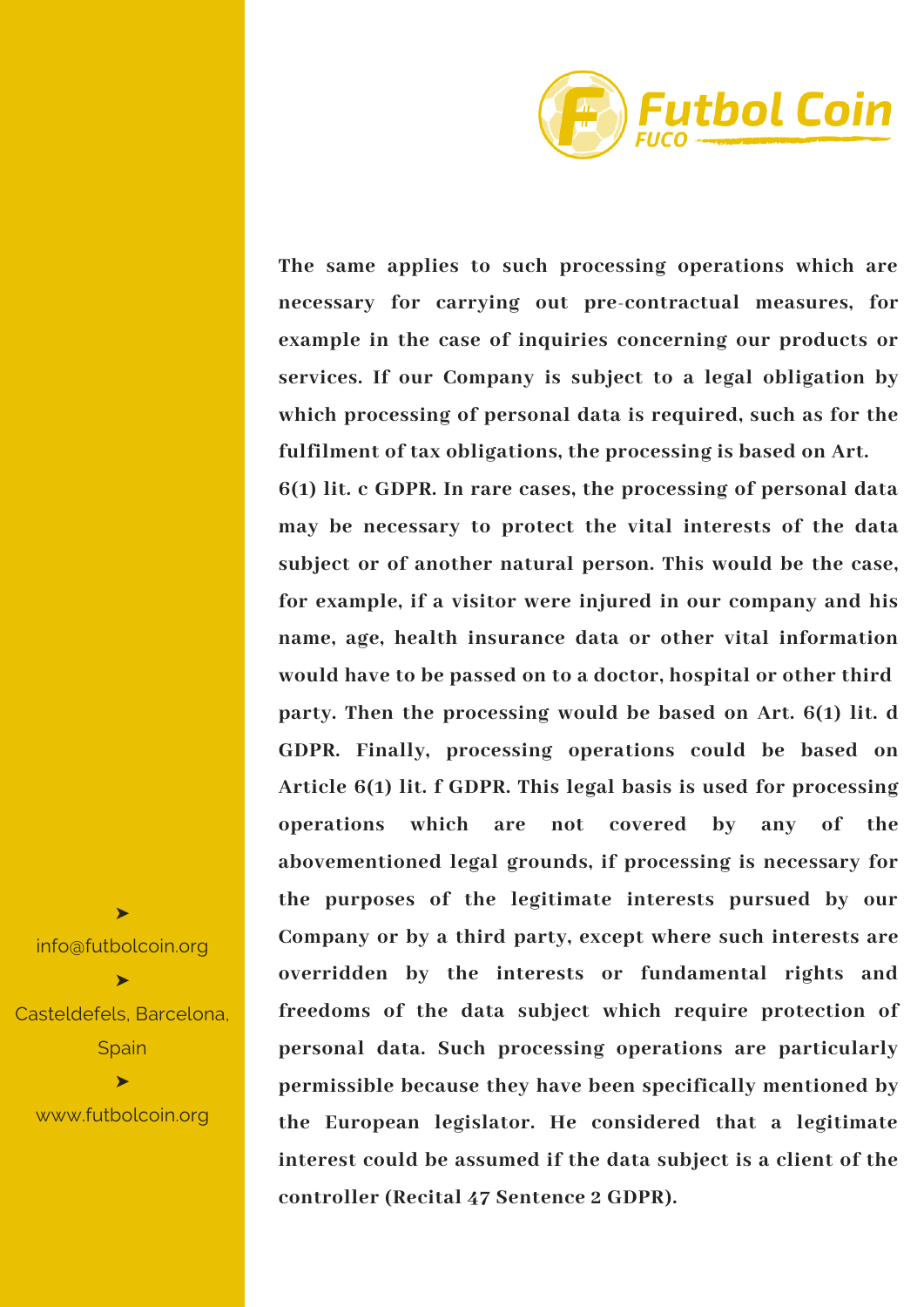**The same applies to such processing operations which are necessary for carrying out pre-contractual measures, for example in the case of inquiries concerning our products or services. If our Company is subject to a legal obligation by which processing of personal data is required, such as for the fulfilment of tax obligations, the processing is based on Art. 6(1) lit. c GDPR. In rare cases, the processing of personal data may be necessary to protect the vital interests of the data subject or of another natural person. This would be the case, for example, if a visitor were injured in our company and his name, age, health insurance data or other vital information would have to be passed on to a doctor, hospital or other third party. Then the processing would be based on Art. 6(1) lit. d GDPR. Finally, processing operations could be based on Article 6(1) lit. f GDPR. This legal basis is used for processing operations which are not covered by any of the abovementioned legal grounds, if processing is necessary for the purposes of the legitimate interests pursued by our Company or by a third party, except where such interests are overridden by the interests or fundamental rights and freedoms of the data subject which require protection of personal data. Such processing operations are particularly permissible because they have been specifically mentioned by the European legislator. He considered that a legitimate interest could be assumed if the data subject is a client of the controller (Recital 47 Sentence 2 GDPR).**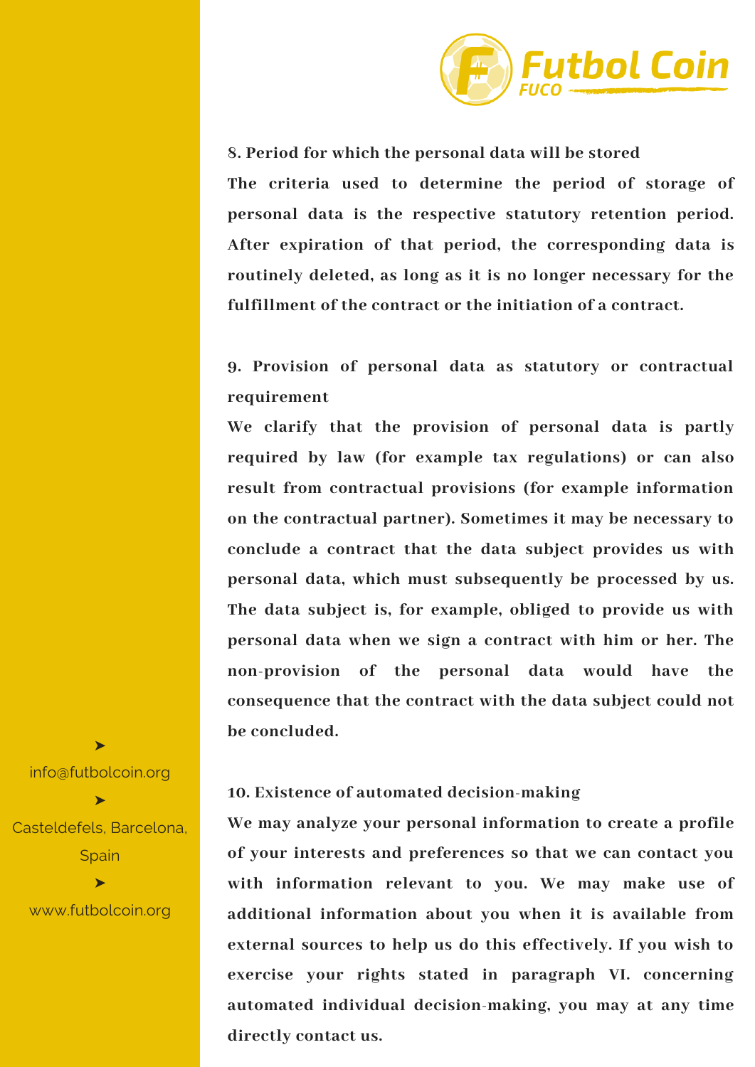**8. Period for which the personal data will be stored**

**The criteria used to determine the period of storage of personal data is the respective statutory retention period. After expiration of that period, the corresponding data is routinely deleted, as long as it is no longer necessary for the fulfillment of the contract or the initiation of a contract.**

**9. Provision of personal data as statutory or contractual requirement**

**We clarify that the provision of personal data is partly required by law (for example tax regulations) or can also result from contractual provisions (for example information on the contractual partner). Sometimes it may be necessary to conclude a contract that the data subject provides us with personal data, which must subsequently be processed by us. The data subject is, for example, obliged to provide us with personal data when we sign a contract with him or her. The non-provision of the personal data would have the consequence that the contract with the data subject could not be concluded.**

**10. Existence of automated decision-making**

**We may analyze your personal information to create a profile of your interests and preferences so that we can contact you with information relevant to you. We may make use of additional information about you when it is available from external sources to help us do this effectively. If you wish to exercise your rights stated in paragraph VI. concerning automated individual decision-making, you may at any time directly contact us.**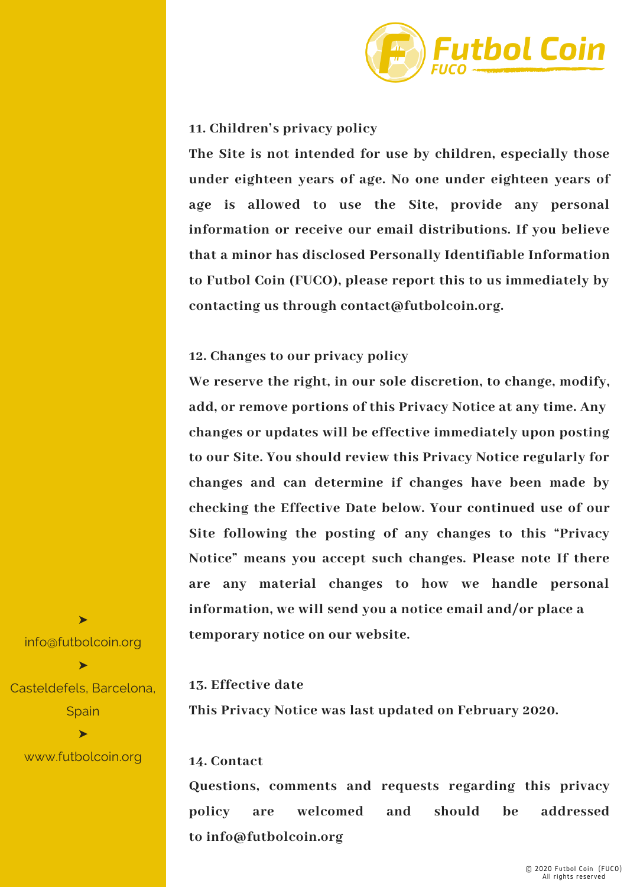## 11. Children's privacy policy

**The Site is not intended for use by children, especially those under eighteen years of age. No one under eighteen years of age is allowed to use the Site, provide any personal information or receive our email distributions. If you believe that a minor has disclosed Personally Identifiable Information to Futbol Coin (FUCO), please report this to us immediately by contacting us through contact@futbolcoin.org.**

## 12. Changes to our privacy policy

**We reserve the right, in our sole discretion, to change, modify, add, or remove portions of this Privacy Notice at any time. Any changes or updates will be effective immediately upon posting to our Site. You should review this Privacy Notice regularly for changes and can determine if changes have been made by checking the Effective Date below. Your continued use of our Site following the posting of any changes to this "Privacy Notice" means you accept such changes. Please note If there are any material changes to how we handle personal information, we will send you a notice email and/or place a temporary notice on our website.**

## 13. Effective date

**This Privacy Notice was last updated on February 2020.**

## 14. Contact

**Questions, comments and requests regarding this privacy policy are welcomed and should be addressed to info@futbolcoin.org**

➤ info@futbolcoin.org

➤ Casteldefels, Barcelona, Spain

➤ www.futbolcoin.org

© 2020 Futbol Coin (FUCO) All rights reserved